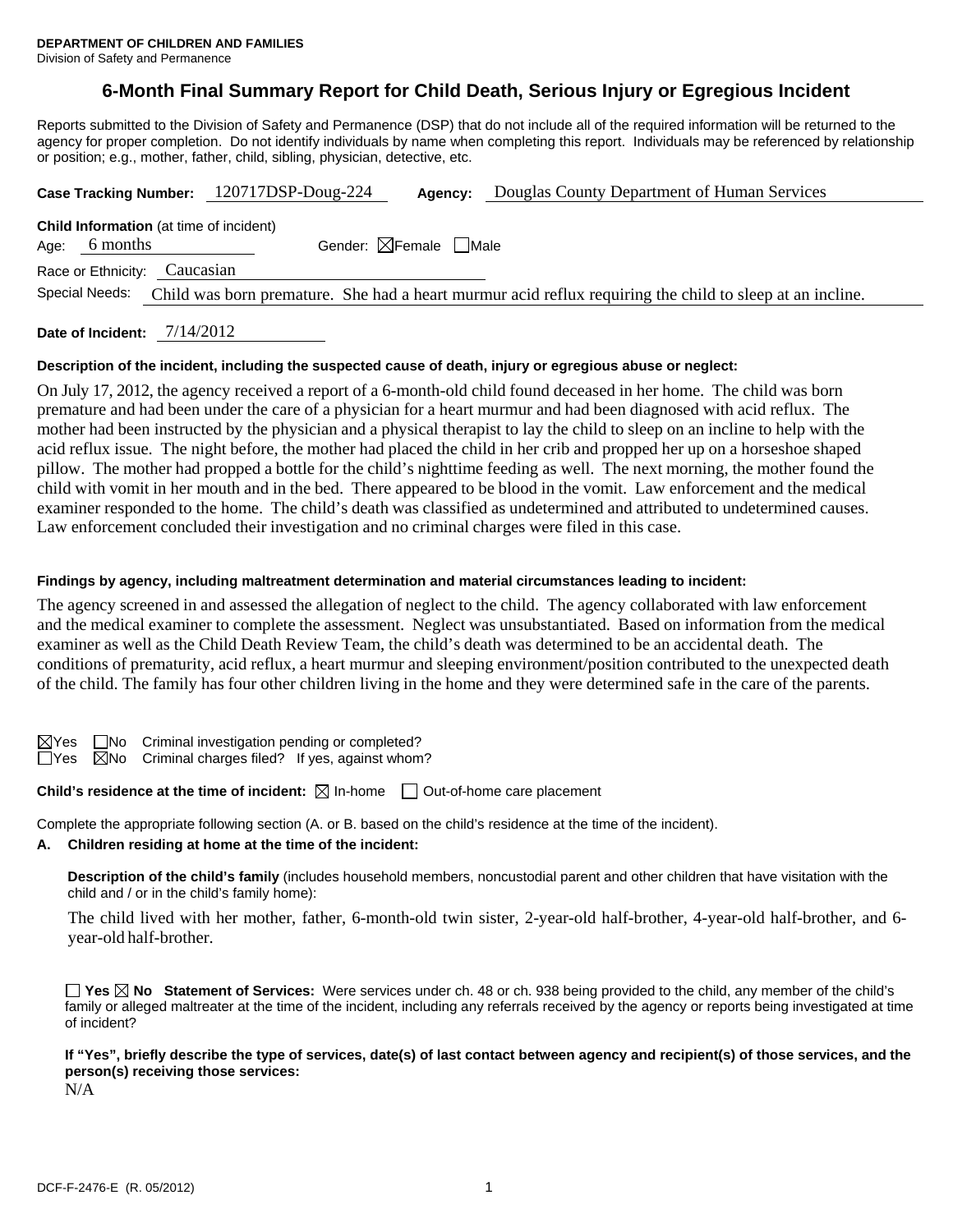**DEPARTMENT OF CHILDREN AND FAMILIES**
Division of Safety and Permanence

# 6-Month Final Summary Report for Child Death, Serious Injury or Egregious Incident

Reports submitted to the Division of Safety and Permanence (DSP) that do not include all of the required information will be returned to the agency for proper completion. Do not identify individuals by name when completing this report. Individuals may be referenced by relationship or position; e.g., mother, father, child, sibling, physician, detective, etc.

**Case Tracking Number:** 120717DSP-Doug-224 **Agency:** Douglas County Department of Human Services

**Child Information** (at time of incident)

Age: 6 months Gender: ☒Female ☐Male

Race or Ethnicity: Caucasian

Special Needs: Child was born premature. She had a heart murmur acid reflux requiring the child to sleep at an incline.

**Date of Incident:** 7/14/2012

**Description of the incident, including the suspected cause of death, injury or egregious abuse or neglect:**

On July 17, 2012, the agency received a report of a 6-month-old child found deceased in her home. The child was born premature and had been under the care of a physician for a heart murmur and had been diagnosed with acid reflux. The mother had been instructed by the physician and a physical therapist to lay the child to sleep on an incline to help with the acid reflux issue. The night before, the mother had placed the child in her crib and propped her up on a horseshoe shaped pillow. The mother had propped a bottle for the child's nighttime feeding as well. The next morning, the mother found the child with vomit in her mouth and in the bed. There appeared to be blood in the vomit. Law enforcement and the medical examiner responded to the home. The child's death was classified as undetermined and attributed to undetermined causes. Law enforcement concluded their investigation and no criminal charges were filed in this case.

**Findings by agency, including maltreatment determination and material circumstances leading to incident:**

The agency screened in and assessed the allegation of neglect to the child. The agency collaborated with law enforcement and the medical examiner to complete the assessment. Neglect was unsubstantiated. Based on information from the medical examiner as well as the Child Death Review Team, the child's death was determined to be an accidental death. The conditions of prematurity, acid reflux, a heart murmur and sleeping environment/position contributed to the unexpected death of the child. The family has four other children living in the home and they were determined safe in the care of the parents.

☒Yes ☐No Criminal investigation pending or completed?
☐Yes ☒No Criminal charges filed? If yes, against whom?

**Child's residence at the time of incident:** ☒ In-home ☐ Out-of-home care placement

Complete the appropriate following section (A. or B. based on the child's residence at the time of the incident).

**A. Children residing at home at the time of the incident:**

**Description of the child's family** (includes household members, noncustodial parent and other children that have visitation with the child and / or in the child's family home):

The child lived with her mother, father, 6-month-old twin sister, 2-year-old half-brother, 4-year-old half-brother, and 6-year-old half-brother.

☐ **Yes** ☒ **No Statement of Services:** Were services under ch. 48 or ch. 938 being provided to the child, any member of the child's family or alleged maltreater at the time of the incident, including any referrals received by the agency or reports being investigated at time of incident?

**If "Yes", briefly describe the type of services, date(s) of last contact between agency and recipient(s) of those services, and the person(s) receiving those services:**

N/A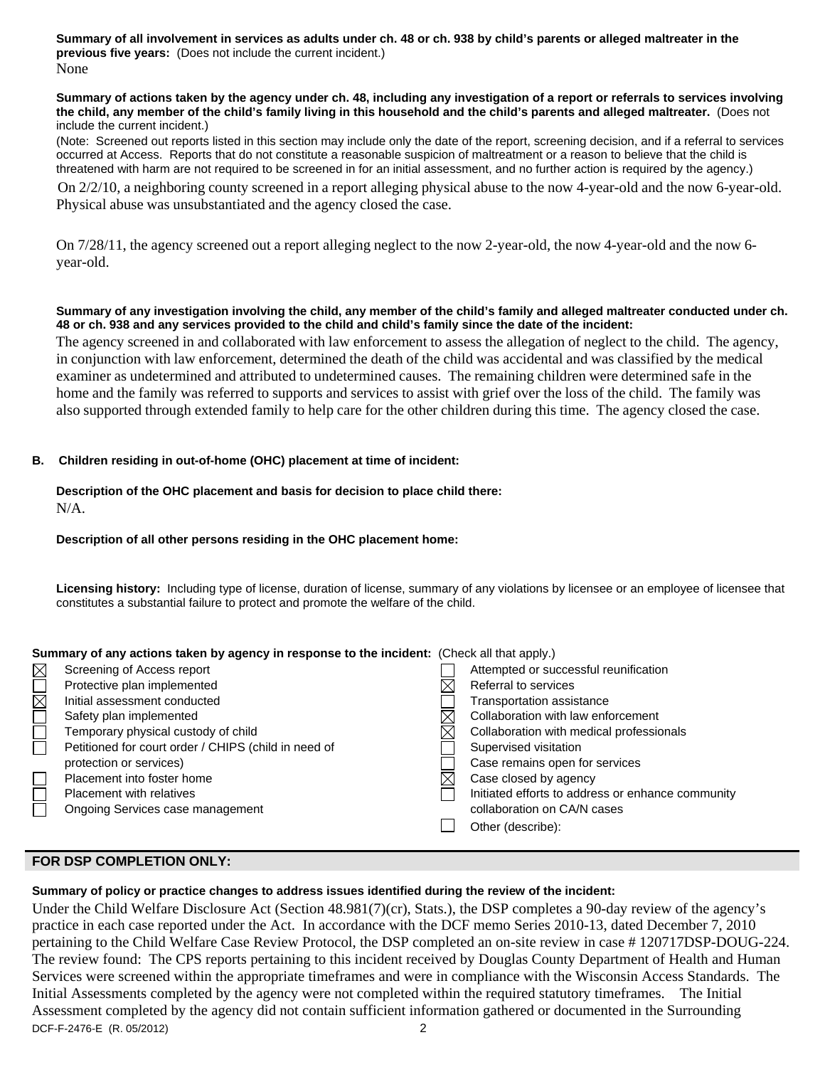**Summary of all involvement in services as adults under ch. 48 or ch. 938 by child's parents or alleged maltreater in the previous five years:** (Does not include the current incident.)

None

**Summary of actions taken by the agency under ch. 48, including any investigation of a report or referrals to services involving the child, any member of the child's family living in this household and the child's parents and alleged maltreater.** (Does not include the current incident.)

(Note: Screened out reports listed in this section may include only the date of the report, screening decision, and if a referral to services occurred at Access. Reports that do not constitute a reasonable suspicion of maltreatment or a reason to believe that the child is threatened with harm are not required to be screened in for an initial assessment, and no further action is required by the agency.)

On 2/2/10, a neighboring county screened in a report alleging physical abuse to the now 4-year-old and the now 6-year-old. Physical abuse was unsubstantiated and the agency closed the case.

On 7/28/11, the agency screened out a report alleging neglect to the now 2-year-old, the now 4-year-old and the now 6-year-old.

**Summary of any investigation involving the child, any member of the child's family and alleged maltreater conducted under ch. 48 or ch. 938 and any services provided to the child and child's family since the date of the incident:**

The agency screened in and collaborated with law enforcement to assess the allegation of neglect to the child. The agency, in conjunction with law enforcement, determined the death of the child was accidental and was classified by the medical examiner as undetermined and attributed to undetermined causes. The remaining children were determined safe in the home and the family was referred to supports and services to assist with grief over the loss of the child. The family was also supported through extended family to help care for the other children during this time. The agency closed the case.

**B. Children residing in out-of-home (OHC) placement at time of incident:**

**Description of the OHC placement and basis for decision to place child there:**

N/A.

**Description of all other persons residing in the OHC placement home:**

**Licensing history:** Including type of license, duration of license, summary of any violations by licensee or an employee of licensee that constitutes a substantial failure to protect and promote the welfare of the child.

**Summary of any actions taken by agency in response to the incident:** (Check all that apply.)

- [x] Screening of Access report
- [ ] Protective plan implemented
- [x] Initial assessment conducted
- [ ] Safety plan implemented
- [ ] Temporary physical custody of child
- [ ] Petitioned for court order / CHIPS (child in need of protection or services)
- [ ] Placement into foster home
- [ ] Placement with relatives
- [ ] Ongoing Services case management
- [ ] Attempted or successful reunification
- [x] Referral to services
- [ ] Transportation assistance
- [x] Collaboration with law enforcement
- [x] Collaboration with medical professionals
- [ ] Supervised visitation
- [ ] Case remains open for services
- [x] Case closed by agency
- [ ] Initiated efforts to address or enhance community collaboration on CA/N cases
- [ ] Other (describe):

## FOR DSP COMPLETION ONLY:

**Summary of policy or practice changes to address issues identified during the review of the incident:**

Under the Child Welfare Disclosure Act (Section 48.981(7)(cr), Stats.), the DSP completes a 90-day review of the agency's practice in each case reported under the Act. In accordance with the DCF memo Series 2010-13, dated December 7, 2010 pertaining to the Child Welfare Case Review Protocol, the DSP completed an on-site review in case # 120717DSP-DOUG-224. The review found: The CPS reports pertaining to this incident received by Douglas County Department of Health and Human Services were screened within the appropriate timeframes and were in compliance with the Wisconsin Access Standards. The Initial Assessments completed by the agency were not completed within the required statutory timeframes. The Initial Assessment completed by the agency did not contain sufficient information gathered or documented in the Surrounding

DCF-F-2476-E (R. 05/2012)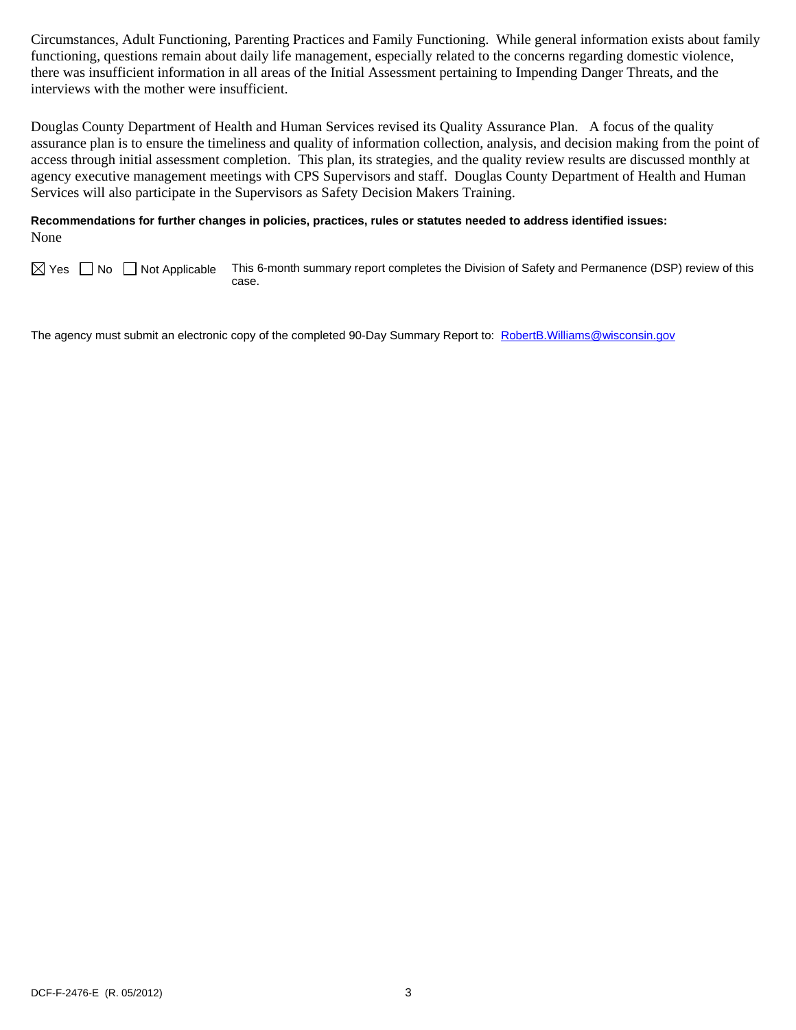Circumstances, Adult Functioning, Parenting Practices and Family Functioning. While general information exists about family functioning, questions remain about daily life management, especially related to the concerns regarding domestic violence, there was insufficient information in all areas of the Initial Assessment pertaining to Impending Danger Threats, and the interviews with the mother were insufficient.

Douglas County Department of Health and Human Services revised its Quality Assurance Plan. A focus of the quality assurance plan is to ensure the timeliness and quality of information collection, analysis, and decision making from the point of access through initial assessment completion. This plan, its strategies, and the quality review results are discussed monthly at agency executive management meetings with CPS Supervisors and staff. Douglas County Department of Health and Human Services will also participate in the Supervisors as Safety Decision Makers Training.

**Recommendations for further changes in policies, practices, rules or statutes needed to address identified issues:**

None

☒ Yes ☐ No ☐ Not Applicable This 6-month summary report completes the Division of Safety and Permanence (DSP) review of this case.

The agency must submit an electronic copy of the completed 90-Day Summary Report to: RobertB.Williams@wisconsin.gov

DCF-F-2476-E (R. 05/2012)